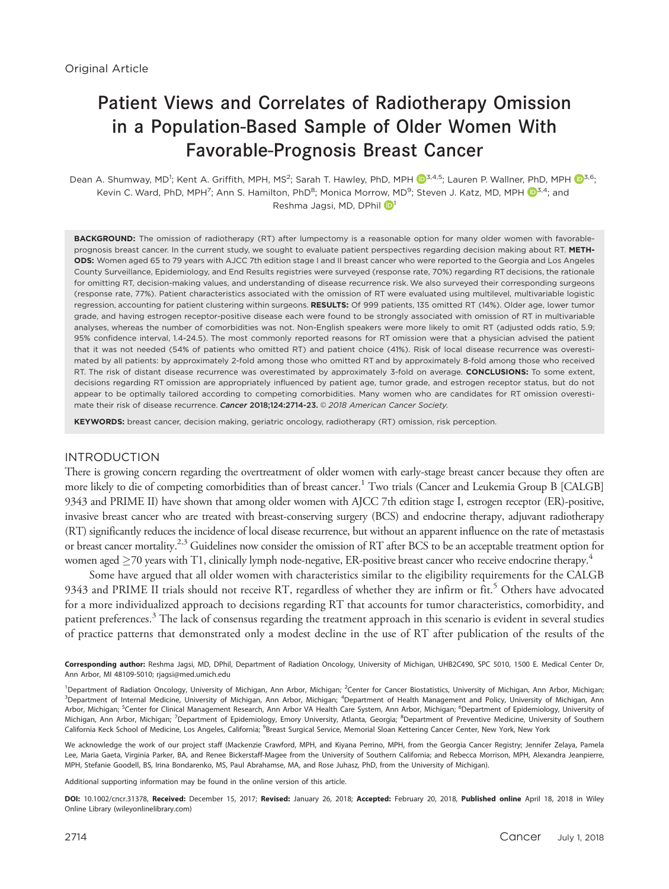Original Article

# Patient Views and Correlates of Radiotherapy Omission in a Population-Based Sample of Older Women With Favorable-Prognosis Breast Cancer

Dean A. Shumway, MD[1]; Kent A. Griffith, MPH, MS[2]; Sarah T. Hawley, PhD, MPH[3,4,5]; Lauren P. Wallner, PhD, MPH[3,6]; Kevin C. Ward, PhD, MPH[7]; Ann S. Hamilton, PhD[8]; Monica Morrow, MD[9]; Steven J. Katz, MD, MPH[3,4]; and Reshma Jagsi, MD, DPhil[1]

**BACKGROUND:** The omission of radiotherapy (RT) after lumpectomy is a reasonable option for many older women with favorable-prognosis breast cancer. In the current study, we sought to evaluate patient perspectives regarding decision making about RT. **METHODS:** Women aged 65 to 79 years with AJCC 7th edition stage I and II breast cancer who were reported to the Georgia and Los Angeles County Surveillance, Epidemiology, and End Results registries were surveyed (response rate, 70%) regarding RT decisions, the rationale for omitting RT, decision-making values, and understanding of disease recurrence risk. We also surveyed their corresponding surgeons (response rate, 77%). Patient characteristics associated with the omission of RT were evaluated using multilevel, multivariable logistic regression, accounting for patient clustering within surgeons. **RESULTS:** Of 999 patients, 135 omitted RT (14%). Older age, lower tumor grade, and having estrogen receptor-positive disease each were found to be strongly associated with omission of RT in multivariable analyses, whereas the number of comorbidities was not. Non-English speakers were more likely to omit RT (adjusted odds ratio, 5.9; 95% confidence interval, 1.4-24.5). The most commonly reported reasons for RT omission were that a physician advised the patient that it was not needed (54% of patients who omitted RT) and patient choice (41%). Risk of local disease recurrence was overestimated by all patients: by approximately 2-fold among those who omitted RT and by approximately 8-fold among those who received RT. The risk of distant disease recurrence was overestimated by approximately 3-fold on average. **CONCLUSIONS:** To some extent, decisions regarding RT omission are appropriately influenced by patient age, tumor grade, and estrogen receptor status, but do not appear to be optimally tailored according to competing comorbidities. Many women who are candidates for RT omission overestimate their risk of disease recurrence. ***Cancer* 2018;124:2714-23.** © *2018 American Cancer Society.*

**KEYWORDS:** breast cancer, decision making, geriatric oncology, radiotherapy (RT) omission, risk perception.

## INTRODUCTION

There is growing concern regarding the overtreatment of older women with early-stage breast cancer because they often are more likely to die of competing comorbidities than of breast cancer.[1] Two trials (Cancer and Leukemia Group B [CALGB] 9343 and PRIME II) have shown that among older women with AJCC 7th edition stage I, estrogen receptor (ER)-positive, invasive breast cancer who are treated with breast-conserving surgery (BCS) and endocrine therapy, adjuvant radiotherapy (RT) significantly reduces the incidence of local disease recurrence, but without an apparent influence on the rate of metastasis or breast cancer mortality.[2,3] Guidelines now consider the omission of RT after BCS to be an acceptable treatment option for women aged ≥70 years with T1, clinically lymph node-negative, ER-positive breast cancer who receive endocrine therapy.[4]

Some have argued that all older women with characteristics similar to the eligibility requirements for the CALGB 9343 and PRIME II trials should not receive RT, regardless of whether they are infirm or fit.[5] Others have advocated for a more individualized approach to decisions regarding RT that accounts for tumor characteristics, comorbidity, and patient preferences.[3] The lack of consensus regarding the treatment approach in this scenario is evident in several studies of practice patterns that demonstrated only a modest decline in the use of RT after publication of the results of the

**Corresponding author:** Reshma Jagsi, MD, DPhil, Department of Radiation Oncology, University of Michigan, UHB2C490, SPC 5010, 1500 E. Medical Center Dr, Ann Arbor, MI 48109-5010; rjagsi@med.umich.edu

[1]Department of Radiation Oncology, University of Michigan, Ann Arbor, Michigan; [2]Center for Cancer Biostatistics, University of Michigan, Ann Arbor, Michigan; [3]Department of Internal Medicine, University of Michigan, Ann Arbor, Michigan; [4]Department of Health Management and Policy, University of Michigan, Ann Arbor, Michigan; [5]Center for Clinical Management Research, Ann Arbor VA Health Care System, Ann Arbor, Michigan; [6]Department of Epidemiology, University of Michigan, Ann Arbor, Michigan; [7]Department of Epidemiology, Emory University, Atlanta, Georgia; [8]Department of Preventive Medicine, University of Southern California Keck School of Medicine, Los Angeles, California; [9]Breast Surgical Service, Memorial Sloan Kettering Cancer Center, New York, New York

We acknowledge the work of our project staff (Mackenzie Crawford, MPH, and Kiyana Perrino, MPH, from the Georgia Cancer Registry; Jennifer Zelaya, Pamela Lee, Maria Gaeta, Virginia Parker, BA, and Renee Bickerstaff-Magee from the University of Southern California; and Rebecca Morrison, MPH, Alexandra Jeanpierre, MPH, Stefanie Goodell, BS, Irina Bondarenko, MS, Paul Abrahamse, MA, and Rose Juhasz, PhD, from the University of Michigan).

Additional supporting information may be found in the online version of this article.

**DOI:** 10.1002/cncr.31378, **Received:** December 15, 2017; **Revised:** January 26, 2018; **Accepted:** February 20, 2018, **Published online** April 18, 2018 in Wiley Online Library (wileyonlinelibrary.com)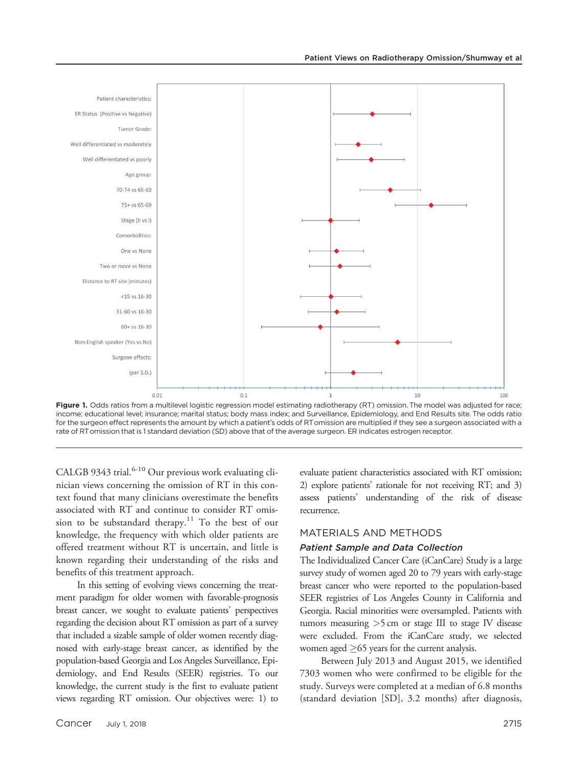Figure 1. Odds ratios from a multilevel logistic regression model estimating radiotherapy (RT) omission. The model was adjusted for race; income; educational level; insurance; marital status; body mass index; and Surveillance, Epidemiology, and End Results site. The odds ratio for the surgeon effect represents the amount by which a patient's odds of RT omission are multiplied if they see a surgeon associated with a rate of RT omission that is 1 standard deviation (SD) above that of the average surgeon. ER indicates estrogen receptor.

CALGB 9343 trial.[6-10] Our previous work evaluating clinician views concerning the omission of RT in this context found that many clinicians overestimate the benefits associated with RT and continue to consider RT omission to be substandard therapy.[11] To the best of our knowledge, the frequency with which older patients are offered treatment without RT is uncertain, and little is known regarding their understanding of the risks and benefits of this treatment approach.

In this setting of evolving views concerning the treatment paradigm for older women with favorable-prognosis breast cancer, we sought to evaluate patients' perspectives regarding the decision about RT omission as part of a survey that included a sizable sample of older women recently diagnosed with early-stage breast cancer, as identified by the population-based Georgia and Los Angeles Surveillance, Epidemiology, and End Results (SEER) registries. To our knowledge, the current study is the first to evaluate patient views regarding RT omission. Our objectives were: 1) to evaluate patient characteristics associated with RT omission; 2) explore patients' rationale for not receiving RT; and 3) assess patients' understanding of the risk of disease recurrence.

## MATERIALS AND METHODS

### *Patient Sample and Data Collection*

The Individualized Cancer Care (iCanCare) Study is a large survey study of women aged 20 to 79 years with early-stage breast cancer who were reported to the population-based SEER registries of Los Angeles County in California and Georgia. Racial minorities were oversampled. Patients with tumors measuring >5 cm or stage III to stage IV disease were excluded. From the iCanCare study, we selected women aged ≥65 years for the current analysis.

Between July 2013 and August 2015, we identified 7303 women who were confirmed to be eligible for the study. Surveys were completed at a median of 6.8 months (standard deviation [SD], 3.2 months) after diagnosis,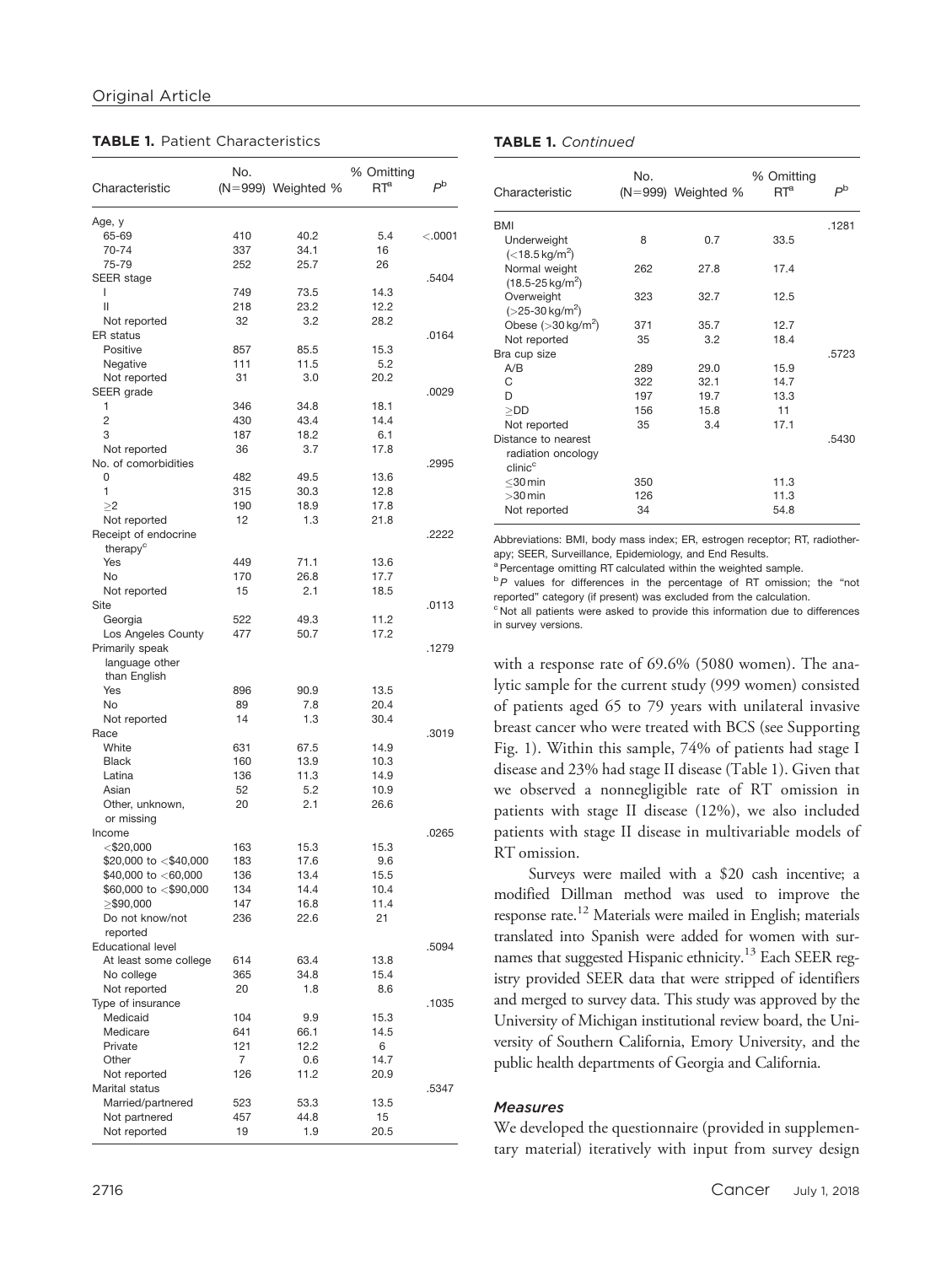## Original Article

**TABLE 1.** Patient Characteristics

| Characteristic | No. (N=999) | Weighted % | % Omitting RT[a] | P[b] |
|---|---|---|---|---|
| Age, y | | | | <.0001 |
| 65-69 | 410 | 40.2 | 5.4 | |
| 70-74 | 337 | 34.1 | 16 | |
| 75-79 | 252 | 25.7 | 26 | |
| SEER stage | | | | .5404 |
| I | 749 | 73.5 | 14.3 | |
| II | 218 | 23.2 | 12.2 | |
| Not reported | 32 | 3.2 | 28.2 | |
| ER status | | | | .0164 |
| Positive | 857 | 85.5 | 15.3 | |
| Negative | 111 | 11.5 | 5.2 | |
| Not reported | 31 | 3.0 | 20.2 | |
| SEER grade | | | | .0029 |
| 1 | 346 | 34.8 | 18.1 | |
| 2 | 430 | 43.4 | 14.4 | |
| 3 | 187 | 18.2 | 6.1 | |
| Not reported | 36 | 3.7 | 17.8 | |
| No. of comorbidities | | | | .2995 |
| 0 | 482 | 49.5 | 13.6 | |
| 1 | 315 | 30.3 | 12.8 | |
| ≥2 | 190 | 18.9 | 17.8 | |
| Not reported | 12 | 1.3 | 21.8 | |
| Receipt of endocrine therapy[c] | | | | .2222 |
| Yes | 449 | 71.1 | 13.6 | |
| No | 170 | 26.8 | 17.7 | |
| Not reported | 15 | 2.1 | 18.5 | |
| Site | | | | .0113 |
| Georgia | 522 | 49.3 | 11.2 | |
| Los Angeles County | 477 | 50.7 | 17.2 | |
| Primarily speak language other than English | | | | .1279 |
| Yes | 896 | 90.9 | 13.5 | |
| No | 89 | 7.8 | 20.4 | |
| Not reported | 14 | 1.3 | 30.4 | |
| Race | | | | .3019 |
| White | 631 | 67.5 | 14.9 | |
| Black | 160 | 13.9 | 10.3 | |
| Latina | 136 | 11.3 | 14.9 | |
| Asian | 52 | 5.2 | 10.9 | |
| Other, unknown, or missing | 20 | 2.1 | 26.6 | |
| Income | | | | .0265 |
| <$20,000 | 163 | 15.3 | 15.3 | |
| $20,000 to <$40,000 | 183 | 17.6 | 9.6 | |
| $40,000 to <60,000 | 136 | 13.4 | 15.5 | |
| $60,000 to <$90,000 | 134 | 14.4 | 10.4 | |
| ≥$90,000 | 147 | 16.8 | 11.4 | |
| Do not know/not reported | 236 | 22.6 | 21 | |
| Educational level | | | | .5094 |
| At least some college | 614 | 63.4 | 13.8 | |
| No college | 365 | 34.8 | 15.4 | |
| Not reported | 20 | 1.8 | 8.6 | |
| Type of insurance | | | | .1035 |
| Medicaid | 104 | 9.9 | 15.3 | |
| Medicare | 641 | 66.1 | 14.5 | |
| Private | 121 | 12.2 | 6 | |
| Other | 7 | 0.6 | 14.7 | |
| Not reported | 126 | 11.2 | 20.9 | |
| Marital status | | | | .5347 |
| Married/partnered | 523 | 53.3 | 13.5 | |
| Not partnered | 457 | 44.8 | 15 | |
| Not reported | 19 | 1.9 | 20.5 | |
| BMI | | | | .1281 |
| Underweight (<18.5 kg/m²) | 8 | 0.7 | 33.5 | |
| Normal weight (18.5-25 kg/m²) | 262 | 27.8 | 17.4 | |
| Overweight (>25-30 kg/m²) | 323 | 32.7 | 12.5 | |
| Obese (>30 kg/m²) | 371 | 35.7 | 12.7 | |
| Not reported | 35 | 3.2 | 18.4 | |
| Bra cup size | | | | .5723 |
| A/B | 289 | 29.0 | 15.9 | |
| C | 322 | 32.1 | 14.7 | |
| D | 197 | 19.7 | 13.3 | |
| ≥DD | 156 | 15.8 | 11 | |
| Not reported | 35 | 3.4 | 17.1 | |
| Distance to nearest radiation oncology clinic[c] | | | | .5430 |
| ≤30 min | 350 | | 11.3 | |
| >30 min | 126 | | 11.3 | |
| Not reported | 34 | | 54.8 | |

Abbreviations: BMI, body mass index; ER, estrogen receptor; RT, radiotherapy; SEER, Surveillance, Epidemiology, and End Results.

[a] Percentage omitting RT calculated within the weighted sample.

[b] P values for differences in the percentage of RT omission; the "not reported" category (if present) was excluded from the calculation.

[c] Not all patients were asked to provide this information due to differences in survey versions.

with a response rate of 69.6% (5080 women). The analytic sample for the current study (999 women) consisted of patients aged 65 to 79 years with unilateral invasive breast cancer who were treated with BCS (see Supporting Fig. 1). Within this sample, 74% of patients had stage I disease and 23% had stage II disease (Table 1). Given that we observed a nonnegligible rate of RT omission in patients with stage II disease (12%), we also included patients with stage II disease in multivariable models of RT omission.

Surveys were mailed with a $20 cash incentive; a modified Dillman method was used to improve the response rate.[12] Materials were mailed in English; materials translated into Spanish were added for women with surnames that suggested Hispanic ethnicity.[13] Each SEER registry provided SEER data that were stripped of identifiers and merged to survey data. This study was approved by the University of Michigan institutional review board, the University of Southern California, Emory University, and the public health departments of Georgia and California.

### Measures

We developed the questionnaire (provided in supplementary material) iteratively with input from survey design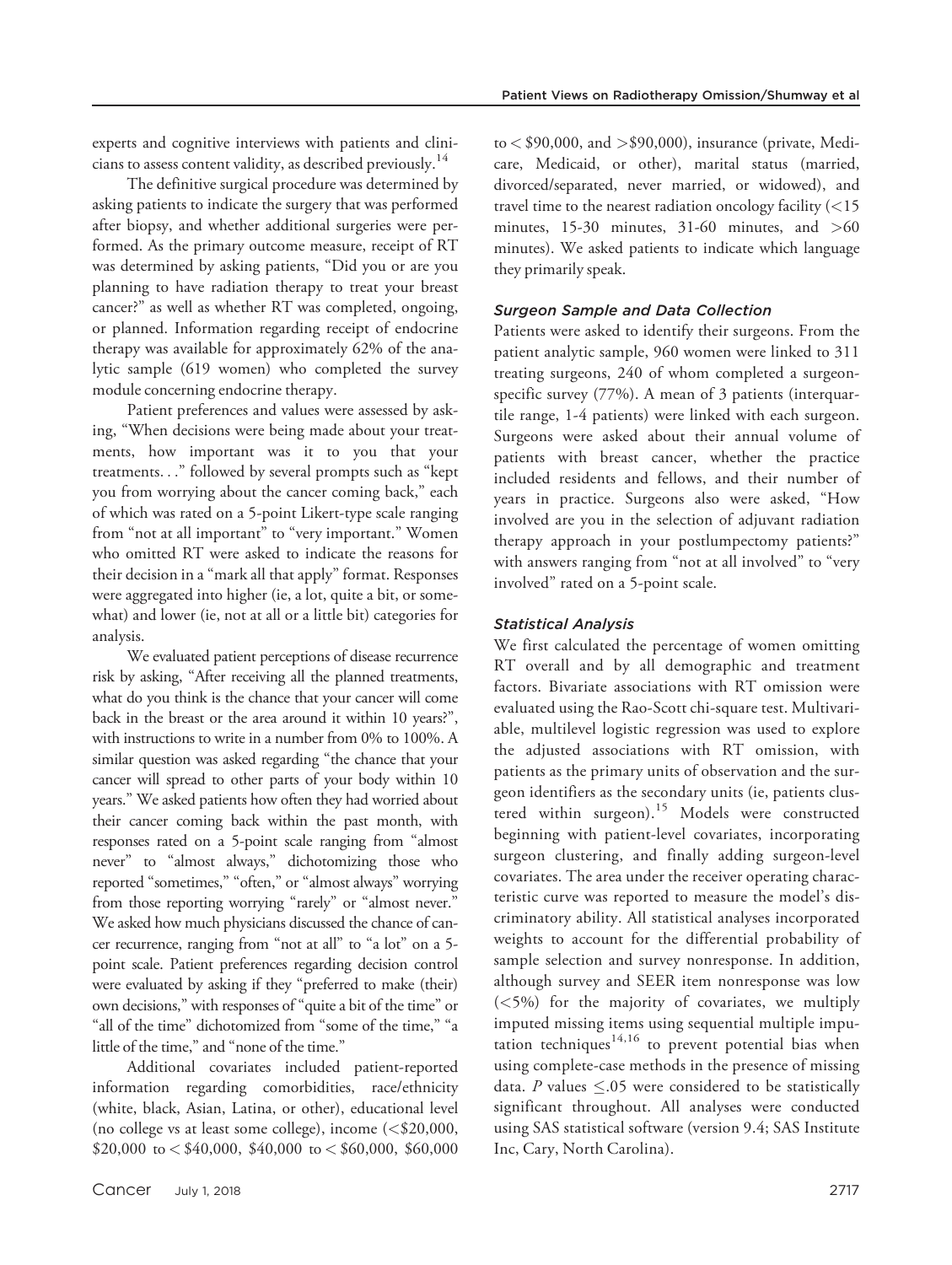experts and cognitive interviews with patients and clinicians to assess content validity, as described previously.[14]

The definitive surgical procedure was determined by asking patients to indicate the surgery that was performed after biopsy, and whether additional surgeries were performed. As the primary outcome measure, receipt of RT was determined by asking patients, "Did you or are you planning to have radiation therapy to treat your breast cancer?" as well as whether RT was completed, ongoing, or planned. Information regarding receipt of endocrine therapy was available for approximately 62% of the analytic sample (619 women) who completed the survey module concerning endocrine therapy.

Patient preferences and values were assessed by asking, "When decisions were being made about your treatments, how important was it to you that your treatments. . ." followed by several prompts such as "kept you from worrying about the cancer coming back," each of which was rated on a 5-point Likert-type scale ranging from "not at all important" to "very important." Women who omitted RT were asked to indicate the reasons for their decision in a "mark all that apply" format. Responses were aggregated into higher (ie, a lot, quite a bit, or somewhat) and lower (ie, not at all or a little bit) categories for analysis.

We evaluated patient perceptions of disease recurrence risk by asking, "After receiving all the planned treatments, what do you think is the chance that your cancer will come back in the breast or the area around it within 10 years?", with instructions to write in a number from 0% to 100%. A similar question was asked regarding "the chance that your cancer will spread to other parts of your body within 10 years." We asked patients how often they had worried about their cancer coming back within the past month, with responses rated on a 5-point scale ranging from "almost never" to "almost always," dichotomizing those who reported "sometimes," "often," or "almost always" worrying from those reporting worrying "rarely" or "almost never." We asked how much physicians discussed the chance of cancer recurrence, ranging from "not at all" to "a lot" on a 5-point scale. Patient preferences regarding decision control were evaluated by asking if they "preferred to make (their) own decisions," with responses of "quite a bit of the time" or "all of the time" dichotomized from "some of the time," "a little of the time," and "none of the time."

Additional covariates included patient-reported information regarding comorbidities, race/ethnicity (white, black, Asian, Latina, or other), educational level (no college vs at least some college), income (<$20,000, $20,000 to < $40,000, $40,000 to < $60,000, $60,000 to < $90,000, and >$90,000), insurance (private, Medicare, Medicaid, or other), marital status (married, divorced/separated, never married, or widowed), and travel time to the nearest radiation oncology facility (<15 minutes, 15-30 minutes, 31-60 minutes, and >60 minutes). We asked patients to indicate which language they primarily speak.

### *Surgeon Sample and Data Collection*

Patients were asked to identify their surgeons. From the patient analytic sample, 960 women were linked to 311 treating surgeons, 240 of whom completed a surgeon-specific survey (77%). A mean of 3 patients (interquartile range, 1-4 patients) were linked with each surgeon. Surgeons were asked about their annual volume of patients with breast cancer, whether the practice included residents and fellows, and their number of years in practice. Surgeons also were asked, "How involved are you in the selection of adjuvant radiation therapy approach in your postlumpectomy patients?" with answers ranging from "not at all involved" to "very involved" rated on a 5-point scale.

### *Statistical Analysis*

We first calculated the percentage of women omitting RT overall and by all demographic and treatment factors. Bivariate associations with RT omission were evaluated using the Rao-Scott chi-square test. Multivariable, multilevel logistic regression was used to explore the adjusted associations with RT omission, with patients as the primary units of observation and the surgeon identifiers as the secondary units (ie, patients clustered within surgeon).[15] Models were constructed beginning with patient-level covariates, incorporating surgeon clustering, and finally adding surgeon-level covariates. The area under the receiver operating characteristic curve was reported to measure the model's discriminatory ability. All statistical analyses incorporated weights to account for the differential probability of sample selection and survey nonresponse. In addition, although survey and SEER item nonresponse was low (<5%) for the majority of covariates, we multiply imputed missing items using sequential multiple imputation techniques[14,16] to prevent potential bias when using complete-case methods in the presence of missing data. $P$ values $\leq .05$ were considered to be statistically significant throughout. All analyses were conducted using SAS statistical software (version 9.4; SAS Institute Inc, Cary, North Carolina).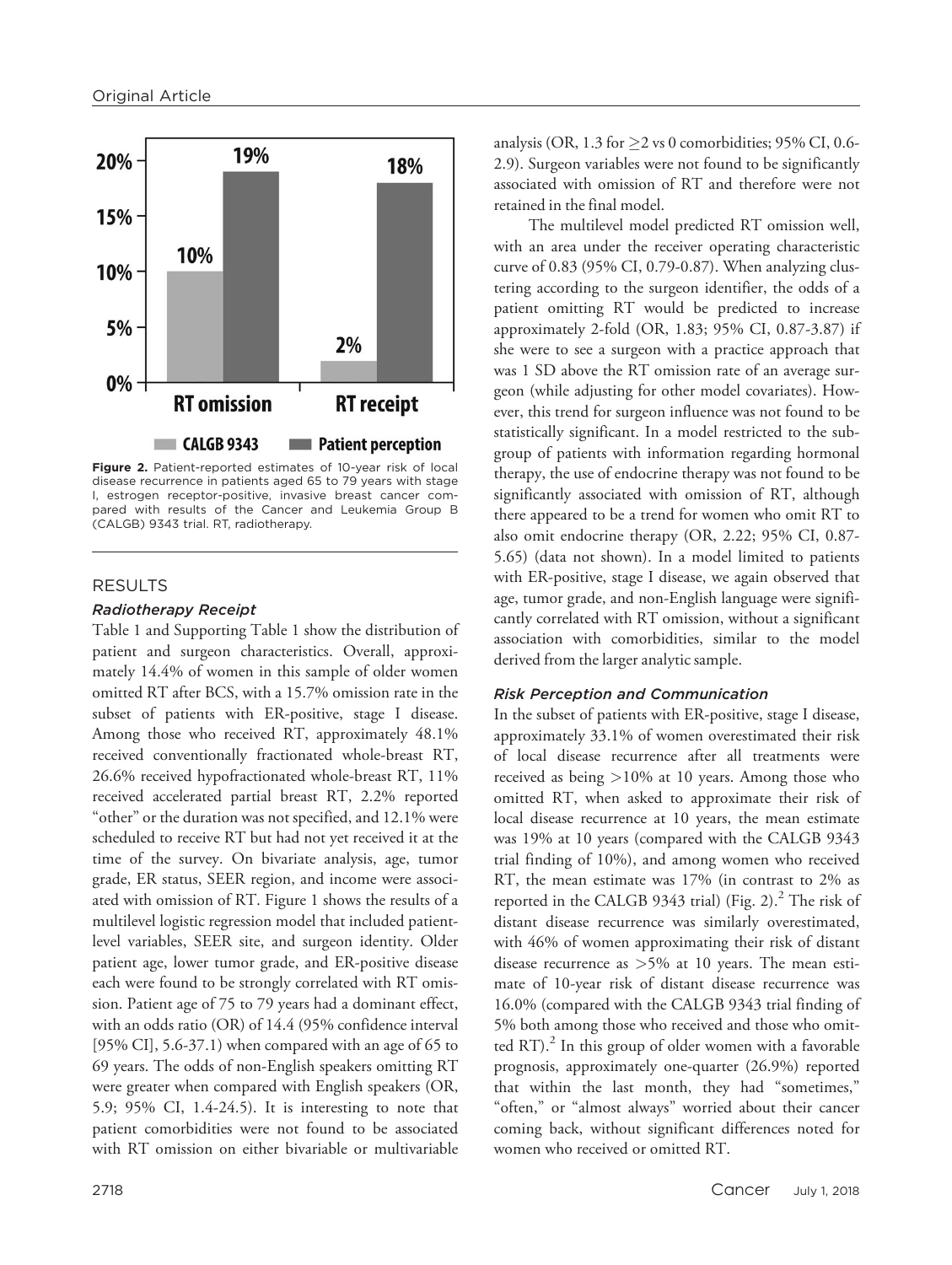Figure 2. Patient-reported estimates of 10-year risk of local disease recurrence in patients aged 65 to 79 years with stage I, estrogen receptor-positive, invasive breast cancer compared with results of the Cancer and Leukemia Group B (CALGB) 9343 trial. RT, radiotherapy.

## RESULTS

### Radiotherapy Receipt

Table 1 and Supporting Table 1 show the distribution of patient and surgeon characteristics. Overall, approximately 14.4% of women in this sample of older women omitted RT after BCS, with a 15.7% omission rate in the subset of patients with ER-positive, stage I disease. Among those who received RT, approximately 48.1% received conventionally fractionated whole-breast RT, 26.6% received hypofractionated whole-breast RT, 11% received accelerated partial breast RT, 2.2% reported "other" or the duration was not specified, and 12.1% were scheduled to receive RT but had not yet received it at the time of the survey. On bivariate analysis, age, tumor grade, ER status, SEER region, and income were associated with omission of RT. Figure 1 shows the results of a multilevel logistic regression model that included patient-level variables, SEER site, and surgeon identity. Older patient age, lower tumor grade, and ER-positive disease each were found to be strongly correlated with RT omission. Patient age of 75 to 79 years had a dominant effect, with an odds ratio (OR) of 14.4 (95% confidence interval [95% CI], 5.6-37.1) when compared with an age of 65 to 69 years. The odds of non-English speakers omitting RT were greater when compared with English speakers (OR, 5.9; 95% CI, 1.4-24.5). It is interesting to note that patient comorbidities were not found to be associated with RT omission on either bivariable or multivariable analysis (OR, 1.3 for ≥2 vs 0 comorbidities; 95% CI, 0.6-2.9). Surgeon variables were not found to be significantly associated with omission of RT and therefore were not retained in the final model.

The multilevel model predicted RT omission well, with an area under the receiver operating characteristic curve of 0.83 (95% CI, 0.79-0.87). When analyzing clustering according to the surgeon identifier, the odds of a patient omitting RT would be predicted to increase approximately 2-fold (OR, 1.83; 95% CI, 0.87-3.87) if she were to see a surgeon with a practice approach that was 1 SD above the RT omission rate of an average surgeon (while adjusting for other model covariates). However, this trend for surgeon influence was not found to be statistically significant. In a model restricted to the subgroup of patients with information regarding hormonal therapy, the use of endocrine therapy was not found to be significantly associated with omission of RT, although there appeared to be a trend for women who omit RT to also omit endocrine therapy (OR, 2.22; 95% CI, 0.87-5.65) (data not shown). In a model limited to patients with ER-positive, stage I disease, we again observed that age, tumor grade, and non-English language were significantly correlated with RT omission, without a significant association with comorbidities, similar to the model derived from the larger analytic sample.

### Risk Perception and Communication

In the subset of patients with ER-positive, stage I disease, approximately 33.1% of women overestimated their risk of local disease recurrence after all treatments were received as being >10% at 10 years. Among those who omitted RT, when asked to approximate their risk of local disease recurrence at 10 years, the mean estimate was 19% at 10 years (compared with the CALGB 9343 trial finding of 10%), and among women who received RT, the mean estimate was 17% (in contrast to 2% as reported in the CALGB 9343 trial) (Fig. 2).[2] The risk of distant disease recurrence was similarly overestimated, with 46% of women approximating their risk of distant disease recurrence as >5% at 10 years. The mean estimate of 10-year risk of distant disease recurrence was 16.0% (compared with the CALGB 9343 trial finding of 5% both among those who received and those who omitted RT).[2] In this group of older women with a favorable prognosis, approximately one-quarter (26.9%) reported that within the last month, they had "sometimes," "often," or "almost always" worried about their cancer coming back, without significant differences noted for women who received or omitted RT.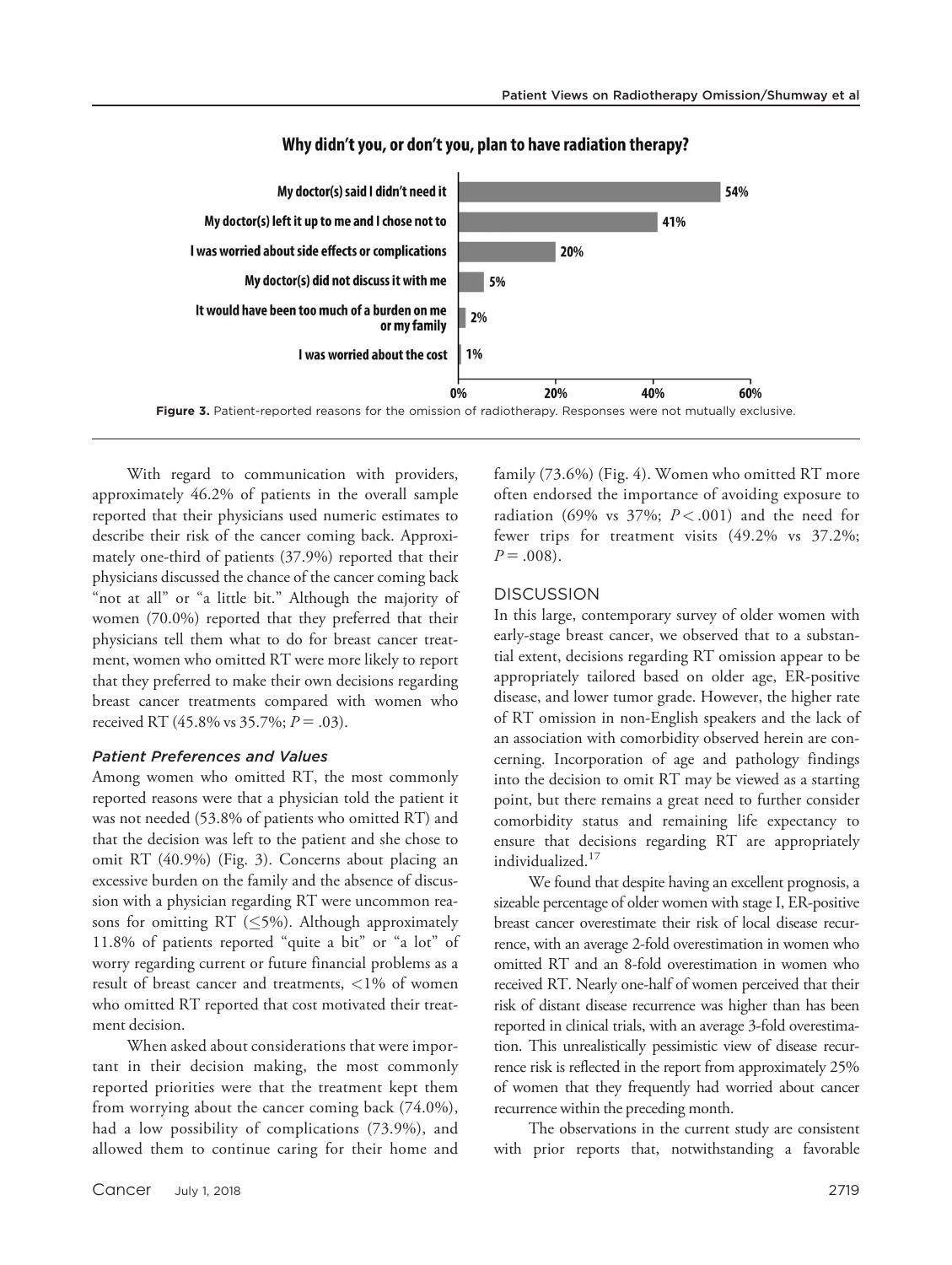**Why didn't you, or don't you, plan to have radiation therapy?**

| Reason | Percentage |
|---|---|
| My doctor(s) said I didn't need it | 54% |
| My doctor(s) left it up to me and I chose not to | 41% |
| I was worried about side effects or complications | 20% |
| My doctor(s) did not discuss it with me | 5% |
| It would have been too much of a burden on me or my family | 2% |
| I was worried about the cost | 1% |

**Figure 3.** Patient-reported reasons for the omission of radiotherapy. Responses were not mutually exclusive.

With regard to communication with providers, approximately 46.2% of patients in the overall sample reported that their physicians used numeric estimates to describe their risk of the cancer coming back. Approximately one-third of patients (37.9%) reported that their physicians discussed the chance of the cancer coming back "not at all" or "a little bit." Although the majority of women (70.0%) reported that they preferred that their physicians tell them what to do for breast cancer treatment, women who omitted RT were more likely to report that they preferred to make their own decisions regarding breast cancer treatments compared with women who received RT (45.8% vs 35.7%; $P = .03$).

### *Patient Preferences and Values*

Among women who omitted RT, the most commonly reported reasons were that a physician told the patient it was not needed (53.8% of patients who omitted RT) and that the decision was left to the patient and she chose to omit RT (40.9%) (Fig. 3). Concerns about placing an excessive burden on the family and the absence of discussion with a physician regarding RT were uncommon reasons for omitting RT ($\leq$5%). Although approximately 11.8% of patients reported "quite a bit" or "a lot" of worry regarding current or future financial problems as a result of breast cancer and treatments, <1% of women who omitted RT reported that cost motivated their treatment decision.

When asked about considerations that were important in their decision making, the most commonly reported priorities were that the treatment kept them from worrying about the cancer coming back (74.0%), had a low possibility of complications (73.9%), and allowed them to continue caring for their home and family (73.6%) (Fig. 4). Women who omitted RT more often endorsed the importance of avoiding exposure to radiation (69% vs 37%; $P < .001$) and the need for fewer trips for treatment visits (49.2% vs 37.2%; $P = .008$).

## DISCUSSION

In this large, contemporary survey of older women with early-stage breast cancer, we observed that to a substantial extent, decisions regarding RT omission appear to be appropriately tailored based on older age, ER-positive disease, and lower tumor grade. However, the higher rate of RT omission in non-English speakers and the lack of an association with comorbidity observed herein are concerning. Incorporation of age and pathology findings into the decision to omit RT may be viewed as a starting point, but there remains a great need to further consider comorbidity status and remaining life expectancy to ensure that decisions regarding RT are appropriately individualized.[17]

We found that despite having an excellent prognosis, a sizeable percentage of older women with stage I, ER-positive breast cancer overestimate their risk of local disease recurrence, with an average 2-fold overestimation in women who omitted RT and an 8-fold overestimation in women who received RT. Nearly one-half of women perceived that their risk of distant disease recurrence was higher than has been reported in clinical trials, with an average 3-fold overestimation. This unrealistically pessimistic view of disease recurrence risk is reflected in the report from approximately 25% of women that they frequently had worried about cancer recurrence within the preceding month.

The observations in the current study are consistent with prior reports that, notwithstanding a favorable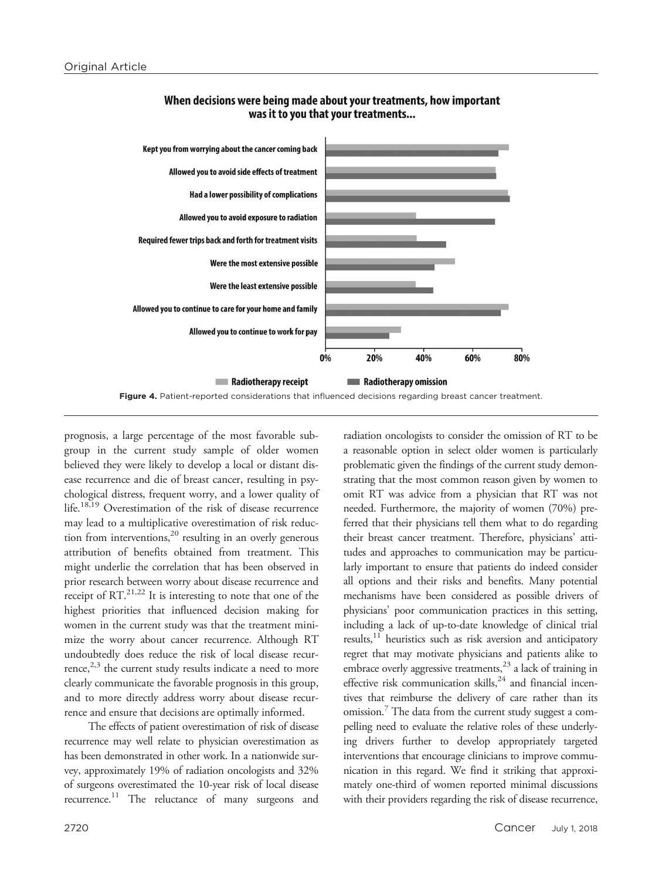When decisions were being made about your treatments, how important was it to you that your treatments...

Figure 4. Patient-reported considerations that influenced decisions regarding breast cancer treatment.

prognosis, a large percentage of the most favorable subgroup in the current study sample of older women believed they were likely to develop a local or distant disease recurrence and die of breast cancer, resulting in psychological distress, frequent worry, and a lower quality of life.[18,19] Overestimation of the risk of disease recurrence may lead to a multiplicative overestimation of risk reduction from interventions,[20] resulting in an overly generous attribution of benefits obtained from treatment. This might underlie the correlation that has been observed in prior research between worry about disease recurrence and receipt of RT.[21,22] It is interesting to note that one of the highest priorities that influenced decision making for women in the current study was that the treatment minimize the worry about cancer recurrence. Although RT undoubtedly does reduce the risk of local disease recurrence,[2,3] the current study results indicate a need to more clearly communicate the favorable prognosis in this group, and to more directly address worry about disease recurrence and ensure that decisions are optimally informed.

The effects of patient overestimation of risk of disease recurrence may well relate to physician overestimation as has been demonstrated in other work. In a nationwide survey, approximately 19% of radiation oncologists and 32% of surgeons overestimated the 10-year risk of local disease recurrence.[11] The reluctance of many surgeons and radiation oncologists to consider the omission of RT to be a reasonable option in select older women is particularly problematic given the findings of the current study demonstrating that the most common reason given by women to omit RT was advice from a physician that RT was not needed. Furthermore, the majority of women (70%) preferred that their physicians tell them what to do regarding their breast cancer treatment. Therefore, physicians' attitudes and approaches to communication may be particularly important to ensure that patients do indeed consider all options and their risks and benefits. Many potential mechanisms have been considered as possible drivers of physicians' poor communication practices in this setting, including a lack of up-to-date knowledge of clinical trial results,[11] heuristics such as risk aversion and anticipatory regret that may motivate physicians and patients alike to embrace overly aggressive treatments,[23] a lack of training in effective risk communication skills,[24] and financial incentives that reimburse the delivery of care rather than its omission.[7] The data from the current study suggest a compelling need to evaluate the relative roles of these underlying drivers further to develop appropriately targeted interventions that encourage clinicians to improve communication in this regard. We find it striking that approximately one-third of women reported minimal discussions with their providers regarding the risk of disease recurrence,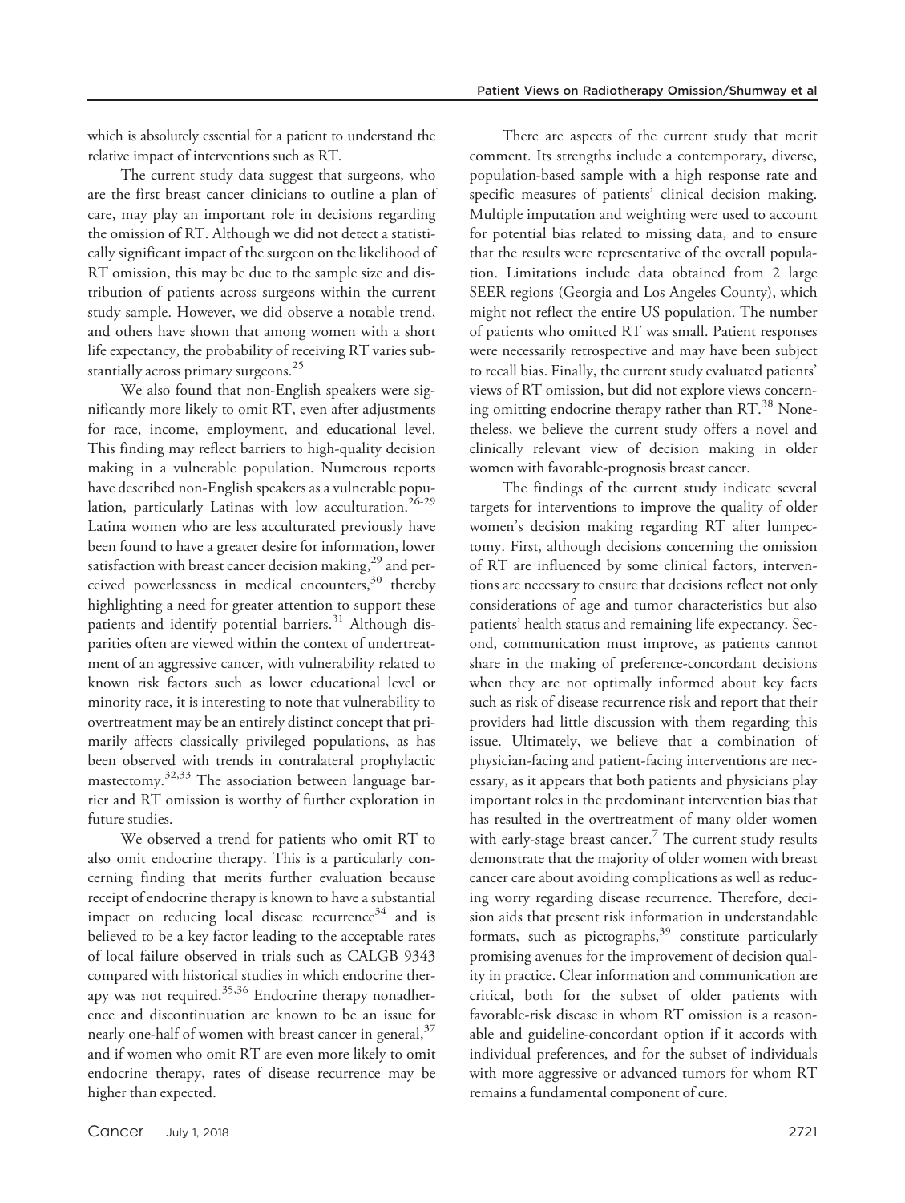which is absolutely essential for a patient to understand the relative impact of interventions such as RT.

The current study data suggest that surgeons, who are the first breast cancer clinicians to outline a plan of care, may play an important role in decisions regarding the omission of RT. Although we did not detect a statistically significant impact of the surgeon on the likelihood of RT omission, this may be due to the sample size and distribution of patients across surgeons within the current study sample. However, we did observe a notable trend, and others have shown that among women with a short life expectancy, the probability of receiving RT varies substantially across primary surgeons.[25]

We also found that non-English speakers were significantly more likely to omit RT, even after adjustments for race, income, employment, and educational level. This finding may reflect barriers to high-quality decision making in a vulnerable population. Numerous reports have described non-English speakers as a vulnerable population, particularly Latinas with low acculturation.[26-29] Latina women who are less acculturated previously have been found to have a greater desire for information, lower satisfaction with breast cancer decision making,[29] and perceived powerlessness in medical encounters,[30] thereby highlighting a need for greater attention to support these patients and identify potential barriers.[31] Although disparities often are viewed within the context of undertreatment of an aggressive cancer, with vulnerability related to known risk factors such as lower educational level or minority race, it is interesting to note that vulnerability to overtreatment may be an entirely distinct concept that primarily affects classically privileged populations, as has been observed with trends in contralateral prophylactic mastectomy.[32,33] The association between language barrier and RT omission is worthy of further exploration in future studies.

We observed a trend for patients who omit RT to also omit endocrine therapy. This is a particularly concerning finding that merits further evaluation because receipt of endocrine therapy is known to have a substantial impact on reducing local disease recurrence[34] and is believed to be a key factor leading to the acceptable rates of local failure observed in trials such as CALGB 9343 compared with historical studies in which endocrine therapy was not required.[35,36] Endocrine therapy nonadherence and discontinuation are known to be an issue for nearly one-half of women with breast cancer in general,[37] and if women who omit RT are even more likely to omit endocrine therapy, rates of disease recurrence may be higher than expected.

There are aspects of the current study that merit comment. Its strengths include a contemporary, diverse, population-based sample with a high response rate and specific measures of patients' clinical decision making. Multiple imputation and weighting were used to account for potential bias related to missing data, and to ensure that the results were representative of the overall population. Limitations include data obtained from 2 large SEER regions (Georgia and Los Angeles County), which might not reflect the entire US population. The number of patients who omitted RT was small. Patient responses were necessarily retrospective and may have been subject to recall bias. Finally, the current study evaluated patients' views of RT omission, but did not explore views concerning omitting endocrine therapy rather than RT.[38] Nonetheless, we believe the current study offers a novel and clinically relevant view of decision making in older women with favorable-prognosis breast cancer.

The findings of the current study indicate several targets for interventions to improve the quality of older women's decision making regarding RT after lumpectomy. First, although decisions concerning the omission of RT are influenced by some clinical factors, interventions are necessary to ensure that decisions reflect not only considerations of age and tumor characteristics but also patients' health status and remaining life expectancy. Second, communication must improve, as patients cannot share in the making of preference-concordant decisions when they are not optimally informed about key facts such as risk of disease recurrence risk and report that their providers had little discussion with them regarding this issue. Ultimately, we believe that a combination of physician-facing and patient-facing interventions are necessary, as it appears that both patients and physicians play important roles in the predominant intervention bias that has resulted in the overtreatment of many older women with early-stage breast cancer.[7] The current study results demonstrate that the majority of older women with breast cancer care about avoiding complications as well as reducing worry regarding disease recurrence. Therefore, decision aids that present risk information in understandable formats, such as pictographs,[39] constitute particularly promising avenues for the improvement of decision quality in practice. Clear information and communication are critical, both for the subset of older patients with favorable-risk disease in whom RT omission is a reasonable and guideline-concordant option if it accords with individual preferences, and for the subset of individuals with more aggressive or advanced tumors for whom RT remains a fundamental component of cure.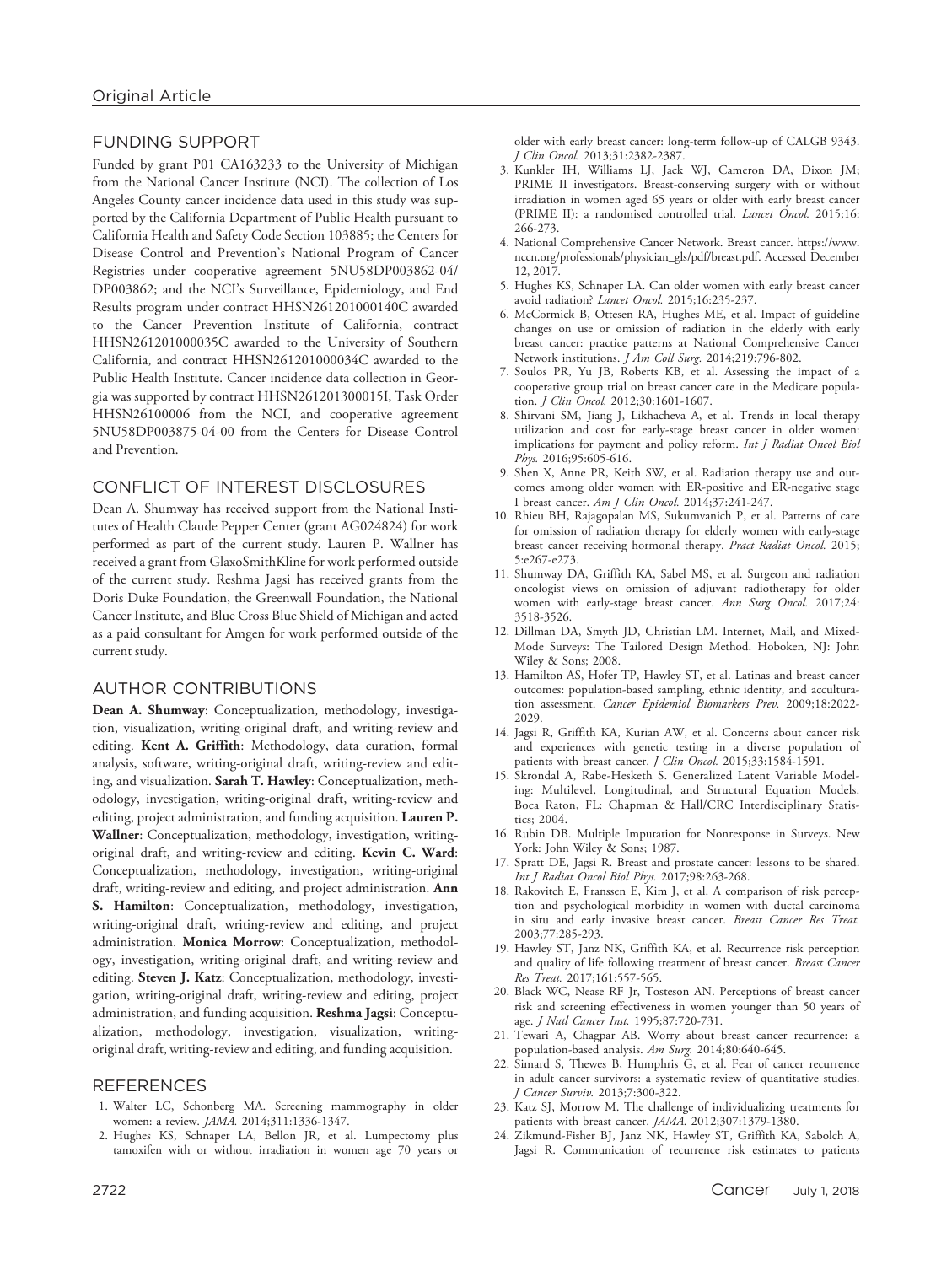## FUNDING SUPPORT

Funded by grant P01 CA163233 to the University of Michigan from the National Cancer Institute (NCI). The collection of Los Angeles County cancer incidence data used in this study was supported by the California Department of Public Health pursuant to California Health and Safety Code Section 103885; the Centers for Disease Control and Prevention's National Program of Cancer Registries under cooperative agreement 5NU58DP003862-04/DP003862; and the NCI's Surveillance, Epidemiology, and End Results program under contract HHSN261201000140C awarded to the Cancer Prevention Institute of California, contract HHSN261201000035C awarded to the University of Southern California, and contract HHSN261201000034C awarded to the Public Health Institute. Cancer incidence data collection in Georgia was supported by contract HHSN261201300015I, Task Order HHSN26100006 from the NCI, and cooperative agreement 5NU58DP003875-04-00 from the Centers for Disease Control and Prevention.

## CONFLICT OF INTEREST DISCLOSURES

Dean A. Shumway has received support from the National Institutes of Health Claude Pepper Center (grant AG024824) for work performed as part of the current study. Lauren P. Wallner has received a grant from GlaxoSmithKline for work performed outside of the current study. Reshma Jagsi has received grants from the Doris Duke Foundation, the Greenwall Foundation, the National Cancer Institute, and Blue Cross Blue Shield of Michigan and acted as a paid consultant for Amgen for work performed outside of the current study.

## AUTHOR CONTRIBUTIONS

**Dean A. Shumway**: Conceptualization, methodology, investigation, visualization, writing-original draft, and writing-review and editing. **Kent A. Griffith**: Methodology, data curation, formal analysis, software, writing-original draft, writing-review and editing, and visualization. **Sarah T. Hawley**: Conceptualization, methodology, investigation, writing-original draft, writing-review and editing, project administration, and funding acquisition. **Lauren P. Wallner**: Conceptualization, methodology, investigation, writing-original draft, and writing-review and editing. **Kevin C. Ward**: Conceptualization, methodology, investigation, writing-original draft, writing-review and editing, and project administration. **Ann S. Hamilton**: Conceptualization, methodology, investigation, writing-original draft, writing-review and editing, and project administration. **Monica Morrow**: Conceptualization, methodology, investigation, writing-original draft, and writing-review and editing. **Steven J. Katz**: Conceptualization, methodology, investigation, writing-original draft, writing-review and editing, project administration, and funding acquisition. **Reshma Jagsi**: Conceptualization, methodology, investigation, visualization, writing-original draft, writing-review and editing, and funding acquisition.

## REFERENCES

1. Walter LC, Schonberg MA. Screening mammography in older women: a review. *JAMA.* 2014;311:1336-1347.
2. Hughes KS, Schnaper LA, Bellon JR, et al. Lumpectomy plus tamoxifen with or without irradiation in women age 70 years or older with early breast cancer: long-term follow-up of CALGB 9343. *J Clin Oncol.* 2013;31:2382-2387.
3. Kunkler IH, Williams LJ, Jack WJ, Cameron DA, Dixon JM; PRIME II investigators. Breast-conserving surgery with or without irradiation in women aged 65 years or older with early breast cancer (PRIME II): a randomised controlled trial. *Lancet Oncol.* 2015;16:266-273.
4. National Comprehensive Cancer Network. Breast cancer. https://www.nccn.org/professionals/physician_gls/pdf/breast.pdf. Accessed December 12, 2017.
5. Hughes KS, Schnaper LA. Can older women with early breast cancer avoid radiation? *Lancet Oncol.* 2015;16:235-237.
6. McCormick B, Ottesen RA, Hughes ME, et al. Impact of guideline changes on use or omission of radiation in the elderly with early breast cancer: practice patterns at National Comprehensive Cancer Network institutions. *J Am Coll Surg.* 2014;219:796-802.
7. Soulos PR, Yu JB, Roberts KB, et al. Assessing the impact of a cooperative group trial on breast cancer care in the Medicare population. *J Clin Oncol.* 2012;30:1601-1607.
8. Shirvani SM, Jiang J, Likhacheva A, et al. Trends in local therapy utilization and cost for early-stage breast cancer in older women: implications for payment and policy reform. *Int J Radiat Oncol Biol Phys.* 2016;95:605-616.
9. Shen X, Anne PR, Keith SW, et al. Radiation therapy use and outcomes among older women with ER-positive and ER-negative stage I breast cancer. *Am J Clin Oncol.* 2014;37:241-247.
10. Rhieu BH, Rajagopalan MS, Sukumvanich P, et al. Patterns of care for omission of radiation therapy for elderly women with early-stage breast cancer receiving hormonal therapy. *Pract Radiat Oncol.* 2015;5:e267-e273.
11. Shumway DA, Griffith KA, Sabel MS, et al. Surgeon and radiation oncologist views on omission of adjuvant radiotherapy for older women with early-stage breast cancer. *Ann Surg Oncol.* 2017;24:3518-3526.
12. Dillman DA, Smyth JD, Christian LM. Internet, Mail, and Mixed-Mode Surveys: The Tailored Design Method. Hoboken, NJ: John Wiley & Sons; 2008.
13. Hamilton AS, Hofer TP, Hawley ST, et al. Latinas and breast cancer outcomes: population-based sampling, ethnic identity, and acculturation assessment. *Cancer Epidemiol Biomarkers Prev.* 2009;18:2022-2029.
14. Jagsi R, Griffith KA, Kurian AW, et al. Concerns about cancer risk and experiences with genetic testing in a diverse population of patients with breast cancer. *J Clin Oncol.* 2015;33:1584-1591.
15. Skrondal A, Rabe-Hesketh S. Generalized Latent Variable Modeling: Multilevel, Longitudinal, and Structural Equation Models. Boca Raton, FL: Chapman & Hall/CRC Interdisciplinary Statistics; 2004.
16. Rubin DB. Multiple Imputation for Nonresponse in Surveys. New York: John Wiley & Sons; 1987.
17. Spratt DE, Jagsi R. Breast and prostate cancer: lessons to be shared. *Int J Radiat Oncol Biol Phys.* 2017;98:263-268.
18. Rakovitch E, Franssen E, Kim J, et al. A comparison of risk perception and psychological morbidity in women with ductal carcinoma in situ and early invasive breast cancer. *Breast Cancer Res Treat.* 2003;77:285-293.
19. Hawley ST, Janz NK, Griffith KA, et al. Recurrence risk perception and quality of life following treatment of breast cancer. *Breast Cancer Res Treat.* 2017;161:557-565.
20. Black WC, Nease RF Jr, Tosteson AN. Perceptions of breast cancer risk and screening effectiveness in women younger than 50 years of age. *J Natl Cancer Inst.* 1995;87:720-731.
21. Tewari A, Chagpar AB. Worry about breast cancer recurrence: a population-based analysis. *Am Surg.* 2014;80:640-645.
22. Simard S, Thewes B, Humphris G, et al. Fear of cancer recurrence in adult cancer survivors: a systematic review of quantitative studies. *J Cancer Surviv.* 2013;7:300-322.
23. Katz SJ, Morrow M. The challenge of individualizing treatments for patients with breast cancer. *JAMA.* 2012;307:1379-1380.
24. Zikmund-Fisher BJ, Janz NK, Hawley ST, Griffith KA, Sabolch A, Jagsi R. Communication of recurrence risk estimates to patients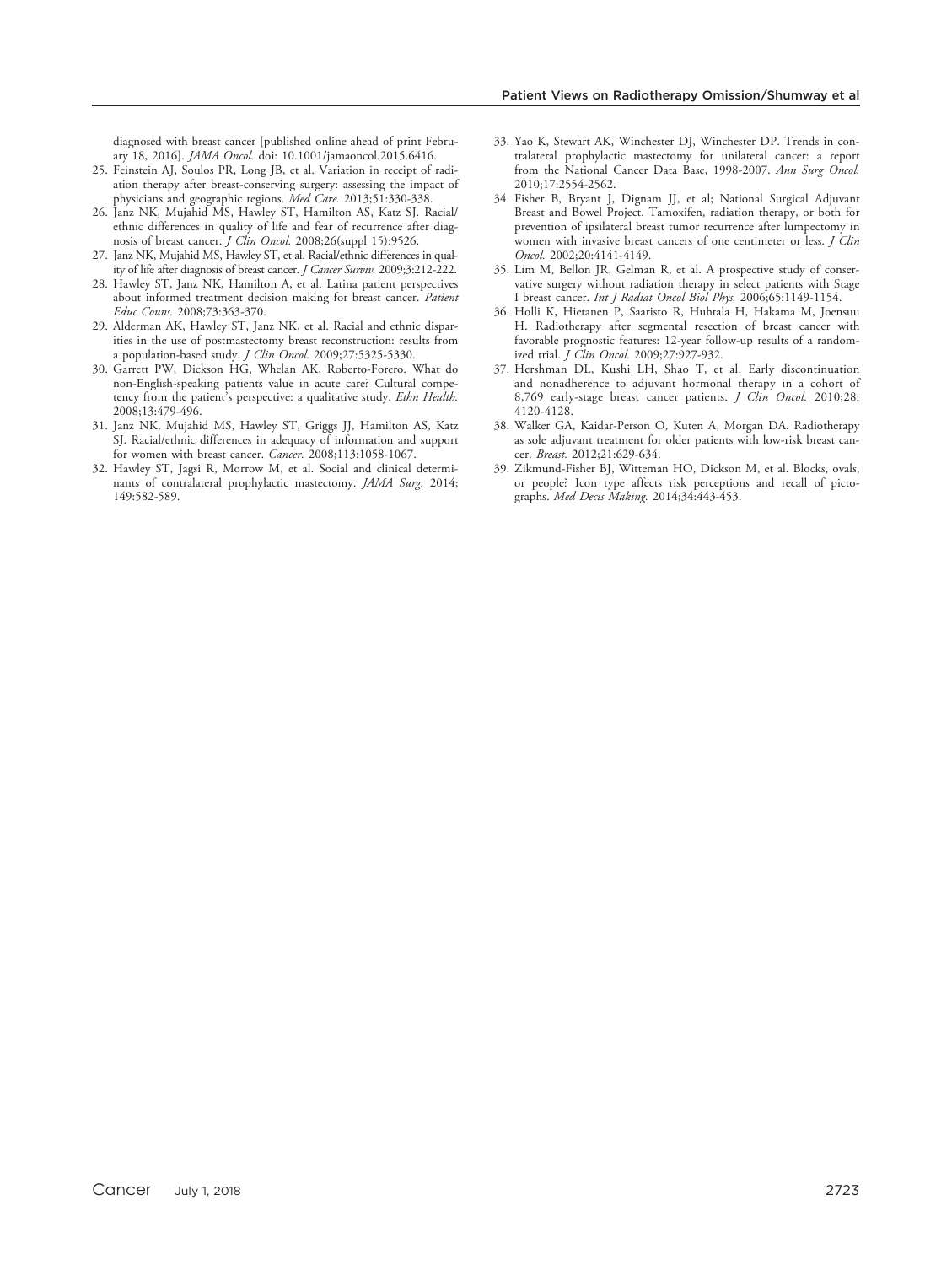diagnosed with breast cancer [published online ahead of print February 18, 2016]. *JAMA Oncol.* doi: 10.1001/jamaoncol.2015.6416.

25. Feinstein AJ, Soulos PR, Long JB, et al. Variation in receipt of radiation therapy after breast-conserving surgery: assessing the impact of physicians and geographic regions. *Med Care.* 2013;51:330-338.
26. Janz NK, Mujahid MS, Hawley ST, Hamilton AS, Katz SJ. Racial/ethnic differences in quality of life and fear of recurrence after diagnosis of breast cancer. *J Clin Oncol.* 2008;26(suppl 15):9526.
27. Janz NK, Mujahid MS, Hawley ST, et al. Racial/ethnic differences in quality of life after diagnosis of breast cancer. *J Cancer Surviv.* 2009;3:212-222.
28. Hawley ST, Janz NK, Hamilton A, et al. Latina patient perspectives about informed treatment decision making for breast cancer. *Patient Educ Couns.* 2008;73:363-370.
29. Alderman AK, Hawley ST, Janz NK, et al. Racial and ethnic disparities in the use of postmastectomy breast reconstruction: results from a population-based study. *J Clin Oncol.* 2009;27:5325-5330.
30. Garrett PW, Dickson HG, Whelan AK, Roberto-Forero. What do non-English-speaking patients value in acute care? Cultural competency from the patient's perspective: a qualitative study. *Ethn Health.* 2008;13:479-496.
31. Janz NK, Mujahid MS, Hawley ST, Griggs JJ, Hamilton AS, Katz SJ. Racial/ethnic differences in adequacy of information and support for women with breast cancer. *Cancer.* 2008;113:1058-1067.
32. Hawley ST, Jagsi R, Morrow M, et al. Social and clinical determinants of contralateral prophylactic mastectomy. *JAMA Surg.* 2014;149:582-589.
33. Yao K, Stewart AK, Winchester DJ, Winchester DP. Trends in contralateral prophylactic mastectomy for unilateral cancer: a report from the National Cancer Data Base, 1998-2007. *Ann Surg Oncol.* 2010;17:2554-2562.
34. Fisher B, Bryant J, Dignam JJ, et al; National Surgical Adjuvant Breast and Bowel Project. Tamoxifen, radiation therapy, or both for prevention of ipsilateral breast tumor recurrence after lumpectomy in women with invasive breast cancers of one centimeter or less. *J Clin Oncol.* 2002;20:4141-4149.
35. Lim M, Bellon JR, Gelman R, et al. A prospective study of conservative surgery without radiation therapy in select patients with Stage I breast cancer. *Int J Radiat Oncol Biol Phys.* 2006;65:1149-1154.
36. Holli K, Hietanen P, Saaristo R, Huhtala H, Hakama M, Joensuu H. Radiotherapy after segmental resection of breast cancer with favorable prognostic features: 12-year follow-up results of a randomized trial. *J Clin Oncol.* 2009;27:927-932.
37. Hershman DL, Kushi LH, Shao T, et al. Early discontinuation and nonadherence to adjuvant hormonal therapy in a cohort of 8,769 early-stage breast cancer patients. *J Clin Oncol.* 2010;28:4120-4128.
38. Walker GA, Kaidar-Person O, Kuten A, Morgan DA. Radiotherapy as sole adjuvant treatment for older patients with low-risk breast cancer. *Breast.* 2012;21:629-634.
39. Zikmund-Fisher BJ, Witteman HO, Dickson M, et al. Blocks, ovals, or people? Icon type affects risk perceptions and recall of pictographs. *Med Decis Making.* 2014;34:443-453.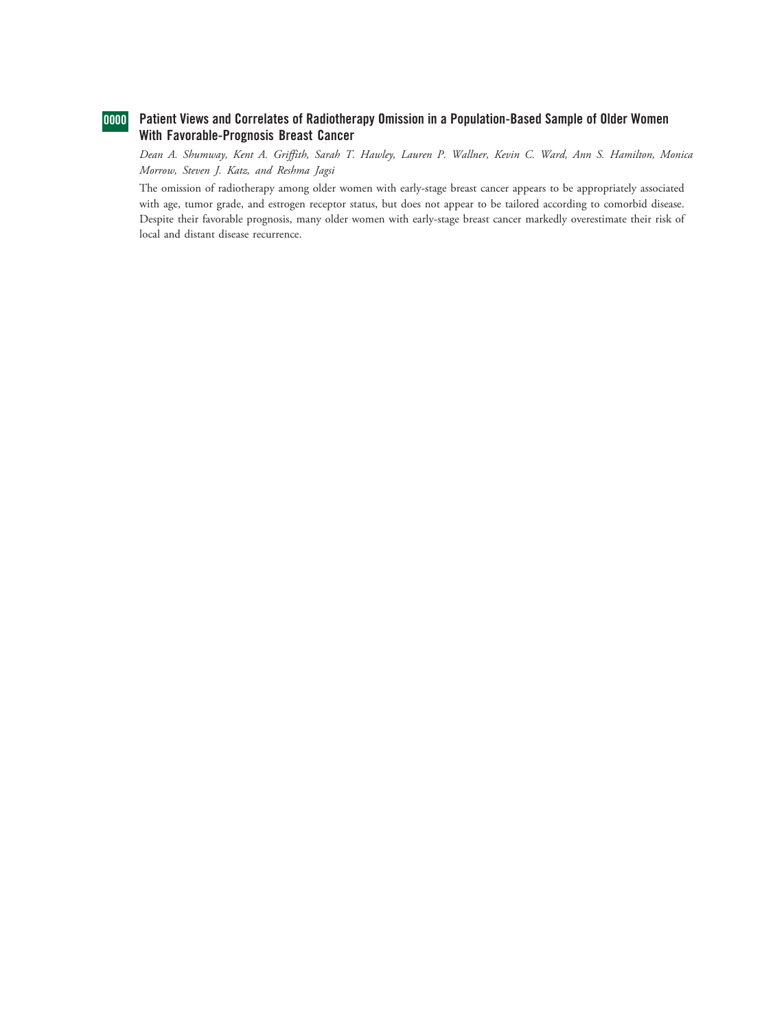**0000** **Patient Views and Correlates of Radiotherapy Omission in a Population-Based Sample of Older Women With Favorable-Prognosis Breast Cancer**

*Dean A. Shumway, Kent A. Griffith, Sarah T. Hawley, Lauren P. Wallner, Kevin C. Ward, Ann S. Hamilton, Monica Morrow, Steven J. Katz, and Reshma Jagsi*

The omission of radiotherapy among older women with early-stage breast cancer appears to be appropriately associated with age, tumor grade, and estrogen receptor status, but does not appear to be tailored according to comorbid disease. Despite their favorable prognosis, many older women with early-stage breast cancer markedly overestimate their risk of local and distant disease recurrence.